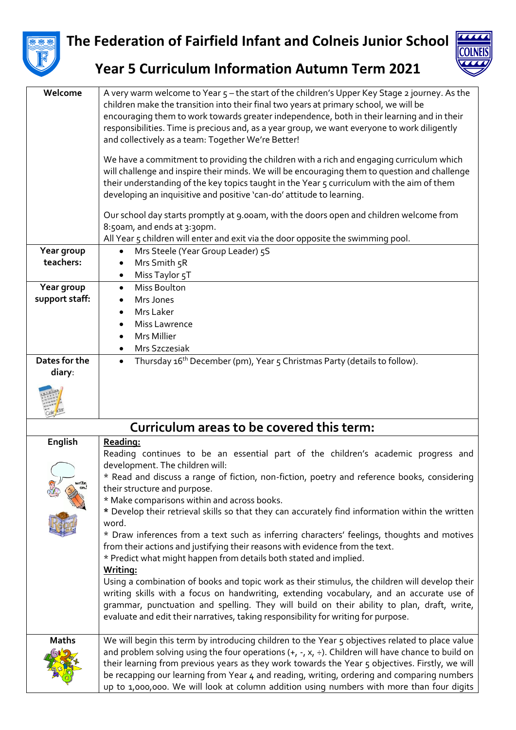# The Federation of Fairfield Infant and Colneis Junior School

## Year 5 Curriculum Information Autumn Term 2021

| | |
|---|---|
| **Welcome** | A very warm welcome to Year 5 – the start of the children's Upper Key Stage 2 journey. As the children make the transition into their final two years at primary school, we will be encouraging them to work towards greater independence, both in their learning and in their responsibilities. Time is precious and, as a year group, we want everyone to work diligently and collectively as a team: Together We're Better!<br><br>We have a commitment to providing the children with a rich and engaging curriculum which will challenge and inspire their minds. We will be encouraging them to question and challenge their understanding of the key topics taught in the Year 5 curriculum with the aim of them developing an inquisitive and positive 'can-do' attitude to learning.<br><br>Our school day starts promptly at 9.00am, with the doors open and children welcome from 8:50am, and ends at 3:30pm.<br>All Year 5 children will enter and exit via the door opposite the swimming pool. |
| **Year group teachers:** | • Mrs Steele (Year Group Leader) 5S<br>• Mrs Smith 5R<br>• Miss Taylor 5T |
| **Year group support staff:** | • Miss Boulton<br>• Mrs Jones<br>• Mrs Laker<br>• Miss Lawrence<br>• Mrs Millier<br>• Mrs Szczesiak |
| **Dates for the diary:** | • Thursday 16th December (pm), Year 5 Christmas Party (details to follow). |

## Curriculum areas to be covered this term:

| | |
|---|---|
| **English** | **<u>Reading:</u>**<br>Reading continues to be an essential part of the children's academic progress and development. The children will:<br>* Read and discuss a range of fiction, non-fiction, poetry and reference books, considering their structure and purpose.<br>* Make comparisons within and across books.<br>* Develop their retrieval skills so that they can accurately find information within the written word.<br>* Draw inferences from a text such as inferring characters' feelings, thoughts and motives from their actions and justifying their reasons with evidence from the text.<br>* Predict what might happen from details both stated and implied.<br>**<u>Writing:</u>**<br>Using a combination of books and topic work as their stimulus, the children will develop their writing skills with a focus on handwriting, extending vocabulary, and an accurate use of grammar, punctuation and spelling. They will build on their ability to plan, draft, write, evaluate and edit their narratives, taking responsibility for writing for purpose. |
| **Maths** | We will begin this term by introducing children to the Year 5 objectives related to place value and problem solving using the four operations (+, -, x, ÷). Children will have chance to build on their learning from previous years as they work towards the Year 5 objectives. Firstly, we will be recapping our learning from Year 4 and reading, writing, ordering and comparing numbers up to 1,000,000. We will look at column addition using numbers with more than four digits |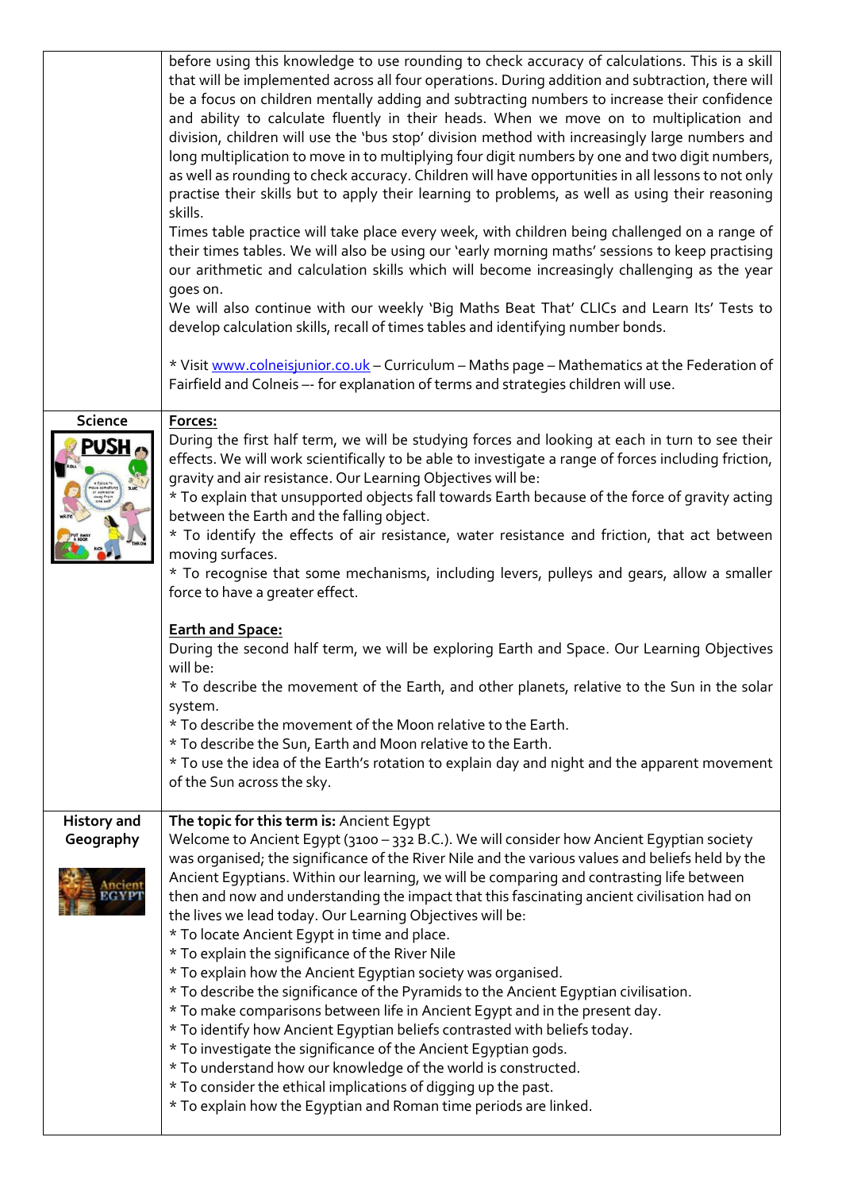| | |
|---|---|
| | before using this knowledge to use rounding to check accuracy of calculations. This is a skill that will be implemented across all four operations. During addition and subtraction, there will be a focus on children mentally adding and subtracting numbers to increase their confidence and ability to calculate fluently in their heads. When we move on to multiplication and division, children will use the 'bus stop' division method with increasingly large numbers and long multiplication to move in to multiplying four digit numbers by one and two digit numbers, as well as rounding to check accuracy. Children will have opportunities in all lessons to not only practise their skills but to apply their learning to problems, as well as using their reasoning skills.<br>Times table practice will take place every week, with children being challenged on a range of their times tables. We will also be using our 'early morning maths' sessions to keep practising our arithmetic and calculation skills which will become increasingly challenging as the year goes on.<br>We will also continue with our weekly 'Big Maths Beat That' CLICs and Learn Its' Tests to develop calculation skills, recall of times tables and identifying number bonds.<br><br>* Visit www.colneisjunior.co.uk – Curriculum – Maths page – Mathematics at the Federation of Fairfield and Colneis –- for explanation of terms and strategies children will use. |
| **Science** | **Forces:**<br>During the first half term, we will be studying forces and looking at each in turn to see their effects. We will work scientifically to be able to investigate a range of forces including friction, gravity and air resistance. Our Learning Objectives will be:<br>* To explain that unsupported objects fall towards Earth because of the force of gravity acting between the Earth and the falling object.<br>* To identify the effects of air resistance, water resistance and friction, that act between moving surfaces.<br>* To recognise that some mechanisms, including levers, pulleys and gears, allow a smaller force to have a greater effect.<br><br>**Earth and Space:**<br>During the second half term, we will be exploring Earth and Space. Our Learning Objectives will be:<br>* To describe the movement of the Earth, and other planets, relative to the Sun in the solar system.<br>* To describe the movement of the Moon relative to the Earth.<br>* To describe the Sun, Earth and Moon relative to the Earth.<br>* To use the idea of the Earth's rotation to explain day and night and the apparent movement of the Sun across the sky. |
| **History and Geography** | **The topic for this term is:** Ancient Egypt<br>Welcome to Ancient Egypt (3100 – 332 B.C.). We will consider how Ancient Egyptian society was organised; the significance of the River Nile and the various values and beliefs held by the Ancient Egyptians. Within our learning, we will be comparing and contrasting life between then and now and understanding the impact that this fascinating ancient civilisation had on the lives we lead today. Our Learning Objectives will be:<br>* To locate Ancient Egypt in time and place.<br>* To explain the significance of the River Nile<br>* To explain how the Ancient Egyptian society was organised.<br>* To describe the significance of the Pyramids to the Ancient Egyptian civilisation.<br>* To make comparisons between life in Ancient Egypt and in the present day.<br>* To identify how Ancient Egyptian beliefs contrasted with beliefs today.<br>* To investigate the significance of the Ancient Egyptian gods.<br>* To understand how our knowledge of the world is constructed.<br>* To consider the ethical implications of digging up the past.<br>* To explain how the Egyptian and Roman time periods are linked. |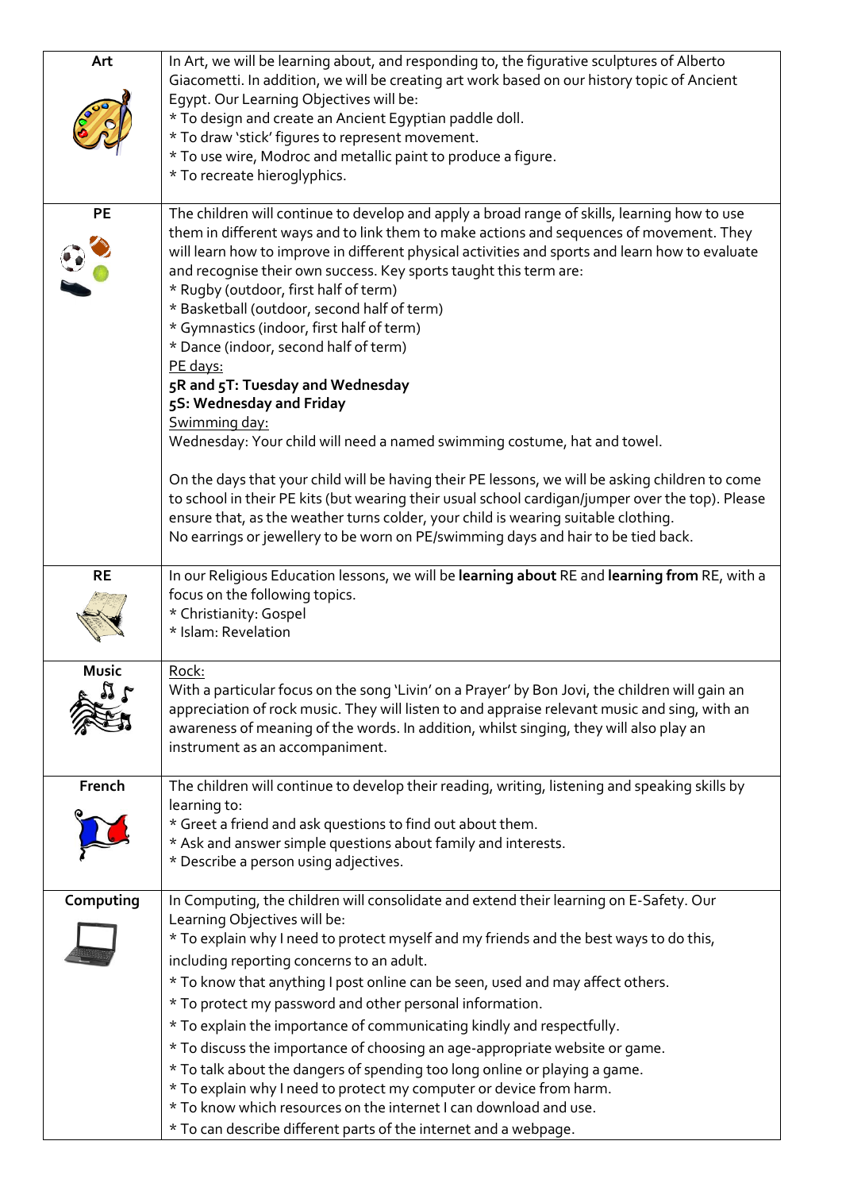| Subject | Details |
|---|---|
| **Art** | In Art, we will be learning about, and responding to, the figurative sculptures of Alberto Giacometti. In addition, we will be creating art work based on our history topic of Ancient Egypt. Our Learning Objectives will be:<br>* To design and create an Ancient Egyptian paddle doll.<br>* To draw 'stick' figures to represent movement.<br>* To use wire, Modroc and metallic paint to produce a figure.<br>* To recreate hieroglyphics. |
| **PE** | The children will continue to develop and apply a broad range of skills, learning how to use them in different ways and to link them to make actions and sequences of movement. They will learn how to improve in different physical activities and sports and learn how to evaluate and recognise their own success. Key sports taught this term are:<br>* Rugby (outdoor, first half of term)<br>* Basketball (outdoor, second half of term)<br>* Gymnastics (indoor, first half of term)<br>* Dance (indoor, second half of term)<br><u>PE days:</u><br>**5R and 5T: Tuesday and Wednesday**<br>**5S: Wednesday and Friday**<br><u>Swimming day:</u><br>Wednesday: Your child will need a named swimming costume, hat and towel.<br><br>On the days that your child will be having their PE lessons, we will be asking children to come to school in their PE kits (but wearing their usual school cardigan/jumper over the top). Please ensure that, as the weather turns colder, your child is wearing suitable clothing.<br>No earrings or jewellery to be worn on PE/swimming days and hair to be tied back. |
| **RE** | In our Religious Education lessons, we will be **learning about** RE and **learning from** RE, with a focus on the following topics.<br>* Christianity: Gospel<br>* Islam: Revelation |
| **Music** | <u>Rock:</u><br>With a particular focus on the song 'Livin' on a Prayer' by Bon Jovi, the children will gain an appreciation of rock music. They will listen to and appraise relevant music and sing, with an awareness of meaning of the words. In addition, whilst singing, they will also play an instrument as an accompaniment. |
| **French** | The children will continue to develop their reading, writing, listening and speaking skills by learning to:<br>* Greet a friend and ask questions to find out about them.<br>* Ask and answer simple questions about family and interests.<br>* Describe a person using adjectives. |
| **Computing** | In Computing, the children will consolidate and extend their learning on E-Safety. Our Learning Objectives will be:<br>* To explain why I need to protect myself and my friends and the best ways to do this, including reporting concerns to an adult.<br>* To know that anything I post online can be seen, used and may affect others.<br>* To protect my password and other personal information.<br>* To explain the importance of communicating kindly and respectfully.<br>* To discuss the importance of choosing an age-appropriate website or game.<br>* To talk about the dangers of spending too long online or playing a game.<br>* To explain why I need to protect my computer or device from harm.<br>* To know which resources on the internet I can download and use.<br>* To can describe different parts of the internet and a webpage. |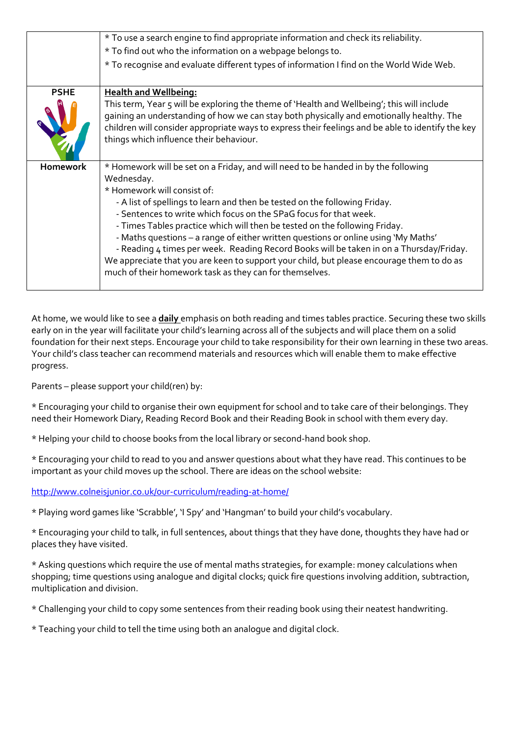| | |
|---|---|
| | * To use a search engine to find appropriate information and check its reliability.<br>* To find out who the information on a webpage belongs to.<br>* To recognise and evaluate different types of information I find on the World Wide Web. |
| **PSHE** | **<u>Health and Wellbeing:</u>**<br>This term, Year 5 will be exploring the theme of 'Health and Wellbeing'; this will include gaining an understanding of how we can stay both physically and emotionally healthy. The children will consider appropriate ways to express their feelings and be able to identify the key things which influence their behaviour. |
| **Homework** | * Homework will be set on a Friday, and will need to be handed in by the following Wednesday.<br>* Homework will consist of:<br>- A list of spellings to learn and then be tested on the following Friday.<br>- Sentences to write which focus on the SPaG focus for that week.<br>- Times Tables practice which will then be tested on the following Friday.<br>- Maths questions – a range of either written questions or online using 'My Maths'<br>- Reading 4 times per week. Reading Books will be taken in on a Thursday/Friday.<br>We appreciate that you are keen to support your child, but please encourage them to do as much of their homework task as they can for themselves. |

At home, we would like to see a **<u>daily</u>** emphasis on both reading and times tables practice. Securing these two skills early on in the year will facilitate your child's learning across all of the subjects and will place them on a solid foundation for their next steps. Encourage your child to take responsibility for their own learning in these two areas. Your child's class teacher can recommend materials and resources which will enable them to make effective progress.

Parents – please support your child(ren) by:

* Encouraging your child to organise their own equipment for school and to take care of their belongings. They need their Homework Diary, Reading Record Book and their Reading Book in school with them every day.

* Helping your child to choose books from the local library or second-hand book shop.

* Encouraging your child to read to you and answer questions about what they have read. This continues to be important as your child moves up the school. There are ideas on the school website:

http://www.colneisjunior.co.uk/our-curriculum/reading-at-home/

* Playing word games like 'Scrabble', 'I Spy' and 'Hangman' to build your child's vocabulary.

* Encouraging your child to talk, in full sentences, about things that they have done, thoughts they have had or places they have visited.

* Asking questions which require the use of mental maths strategies, for example: money calculations when shopping; time questions using analogue and digital clocks; quick fire questions involving addition, subtraction, multiplication and division.

* Challenging your child to copy some sentences from their reading book using their neatest handwriting.

* Teaching your child to tell the time using both an analogue and digital clock.